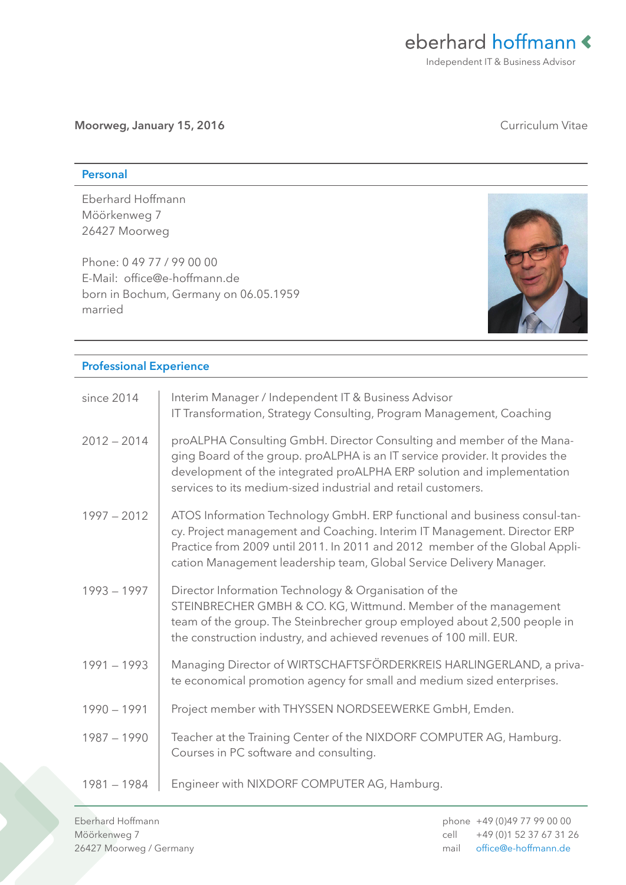eberhard **hoffmann**
Independent IT & Business Advisor

**Moorweg, January 15, 2016**

Curriculum Vitae

## Personal

Eberhard Hoffmann
Möörkenweg 7
26427 Moorweg

Phone: 0 49 77 / 99 00 00
E-Mail: office@e-hoffmann.de
born in Bochum, Germany on 06.05.1959
married

## Professional Experience

| | |
|---|---|
| since 2014 | Interim Manager / Independent IT & Business Advisor<br>IT Transformation, Strategy Consulting, Program Management, Coaching |
| 2012 – 2014 | proALPHA Consulting GmbH. Director Consulting and member of the Managing Board of the group. proALPHA is an IT service provider. It provides the development of the integrated proALPHA ERP solution and implementation services to its medium-sized industrial and retail customers. |
| 1997 – 2012 | ATOS Information Technology GmbH. ERP functional and business consultancy. Project management and Coaching. Interim IT Management. Director ERP Practice from 2009 until 2011. In 2011 and 2012 member of the Global Application Management leadership team, Global Service Delivery Manager. |
| 1993 – 1997 | Director Information Technology & Organisation of the STEINBRECHER GMBH & CO. KG, Wittmund. Member of the management team of the group. The Steinbrecher group employed about 2,500 people in the construction industry, and achieved revenues of 100 mill. EUR. |
| 1991 – 1993 | Managing Director of WIRTSCHAFTSFÖRDERKREIS HARLINGERLAND, a private economical promotion agency for small and medium sized enterprises. |
| 1990 – 1991 | Project member with THYSSEN NORDSEEWERKE GmbH, Emden. |
| 1987 – 1990 | Teacher at the Training Center of the NIXDORF COMPUTER AG, Hamburg. Courses in PC software and consulting. |
| 1981 – 1984 | Engineer with NIXDORF COMPUTER AG, Hamburg. |

Eberhard Hoffmann
Möörkenweg 7
26427 Moorweg / Germany

phone +49 (0)49 77 99 00 00
cell +49 (0)1 52 37 67 31 26
mail office@e-hoffmann.de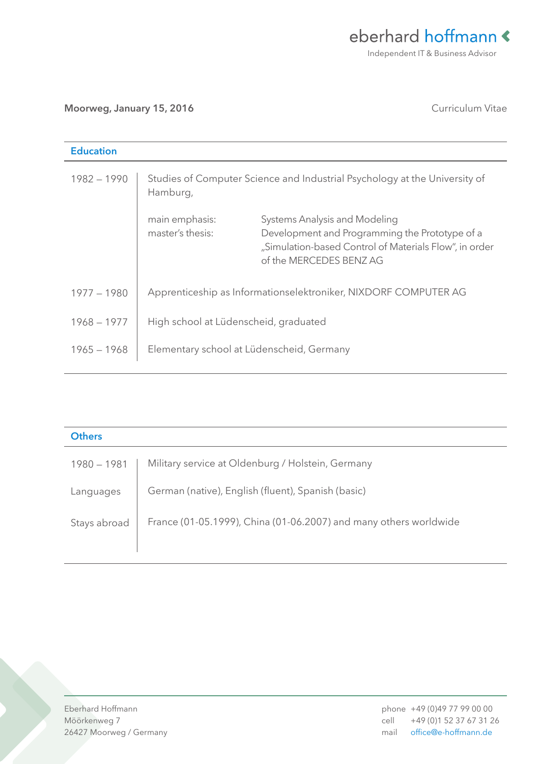eberhard hoffmann
Independent IT & Business Advisor

**Moorweg, January 15, 2016**

Curriculum Vitae

## Education

| | | |
|---|---|---|
| 1982 – 1990 | Studies of Computer Science and Industrial Psychology at the University of Hamburg, | |
| | main emphasis: | Systems Analysis and Modeling |
| | master's thesis: | Development and Programming the Prototype of a „Simulation-based Control of Materials Flow", in order of the MERCEDES BENZ AG |
| 1977 – 1980 | Apprenticeship as Informationselektroniker, NIXDORF COMPUTER AG | |
| 1968 – 1977 | High school at Lüdenscheid, graduated | |
| 1965 – 1968 | Elementary school at Lüdenscheid, Germany | |

## Others

| | |
|---|---|
| 1980 – 1981 | Military service at Oldenburg / Holstein, Germany |
| Languages | German (native), English (fluent), Spanish (basic) |
| Stays abroad | France (01-05.1999), China (01-06.2007) and many others worldwide |

Eberhard Hoffmann
Möörkenweg 7
26427 Moorweg / Germany

phone +49 (0)49 77 99 00 00
cell +49 (0)1 52 37 67 31 26
mail office@e-hoffmann.de